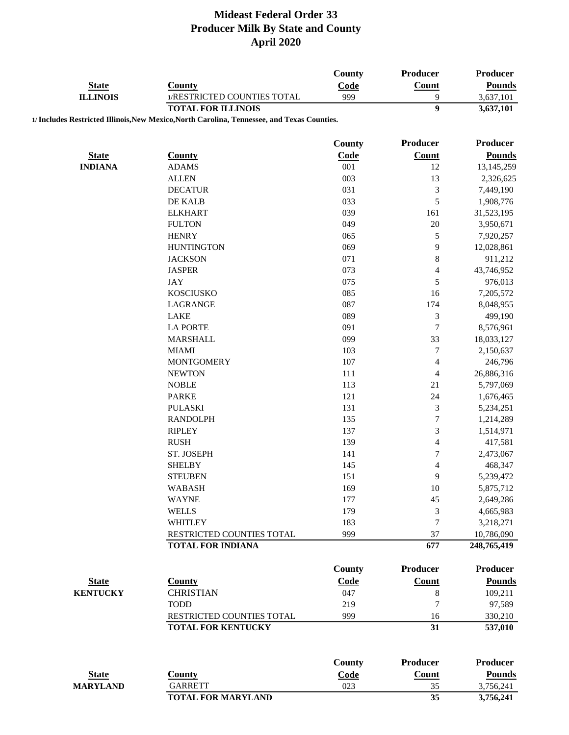# Mideast Federal Order 33
## Producer Milk By State and County
## April 2020

| State | County | County Code | Producer Count | Producer Pounds |
|---|---|---|---|---|
| ILLINOIS | 1/RESTRICTED COUNTIES TOTAL | 999 | 9 | 3,637,101 |
| | **TOTAL FOR ILLINOIS** | | **9** | **3,637,101** |

1/ Includes Restricted Illinois,New Mexico,North Carolina, Tennessee, and Texas Counties.

| State | County | County Code | Producer Count | Producer Pounds |
|---|---|---|---|---|
| INDIANA | ADAMS | 001 | 12 | 13,145,259 |
| | ALLEN | 003 | 13 | 2,326,625 |
| | DECATUR | 031 | 3 | 7,449,190 |
| | DE KALB | 033 | 5 | 1,908,776 |
| | ELKHART | 039 | 161 | 31,523,195 |
| | FULTON | 049 | 20 | 3,950,671 |
| | HENRY | 065 | 5 | 7,920,257 |
| | HUNTINGTON | 069 | 9 | 12,028,861 |
| | JACKSON | 071 | 8 | 911,212 |
| | JASPER | 073 | 4 | 43,746,952 |
| | JAY | 075 | 5 | 976,013 |
| | KOSCIUSKO | 085 | 16 | 7,205,572 |
| | LAGRANGE | 087 | 174 | 8,048,955 |
| | LAKE | 089 | 3 | 499,190 |
| | LA PORTE | 091 | 7 | 8,576,961 |
| | MARSHALL | 099 | 33 | 18,033,127 |
| | MIAMI | 103 | 7 | 2,150,637 |
| | MONTGOMERY | 107 | 4 | 246,796 |
| | NEWTON | 111 | 4 | 26,886,316 |
| | NOBLE | 113 | 21 | 5,797,069 |
| | PARKE | 121 | 24 | 1,676,465 |
| | PULASKI | 131 | 3 | 5,234,251 |
| | RANDOLPH | 135 | 7 | 1,214,289 |
| | RIPLEY | 137 | 3 | 1,514,971 |
| | RUSH | 139 | 4 | 417,581 |
| | ST. JOSEPH | 141 | 7 | 2,473,067 |
| | SHELBY | 145 | 4 | 468,347 |
| | STEUBEN | 151 | 9 | 5,239,472 |
| | WABASH | 169 | 10 | 5,875,712 |
| | WAYNE | 177 | 45 | 2,649,286 |
| | WELLS | 179 | 3 | 4,665,983 |
| | WHITLEY | 183 | 7 | 3,218,271 |
| | RESTRICTED COUNTIES TOTAL | 999 | 37 | 10,786,090 |
| | **TOTAL FOR INDIANA** | | **677** | **248,765,419** |

| State | County | County Code | Producer Count | Producer Pounds |
|---|---|---|---|---|
| KENTUCKY | CHRISTIAN | 047 | 8 | 109,211 |
| | TODD | 219 | 7 | 97,589 |
| | RESTRICTED COUNTIES TOTAL | 999 | 16 | 330,210 |
| | **TOTAL FOR KENTUCKY** | | **31** | **537,010** |

| State | County | County Code | Producer Count | Producer Pounds |
|---|---|---|---|---|
| MARYLAND | GARRETT | 023 | 35 | 3,756,241 |
| | **TOTAL FOR MARYLAND** | | **35** | **3,756,241** |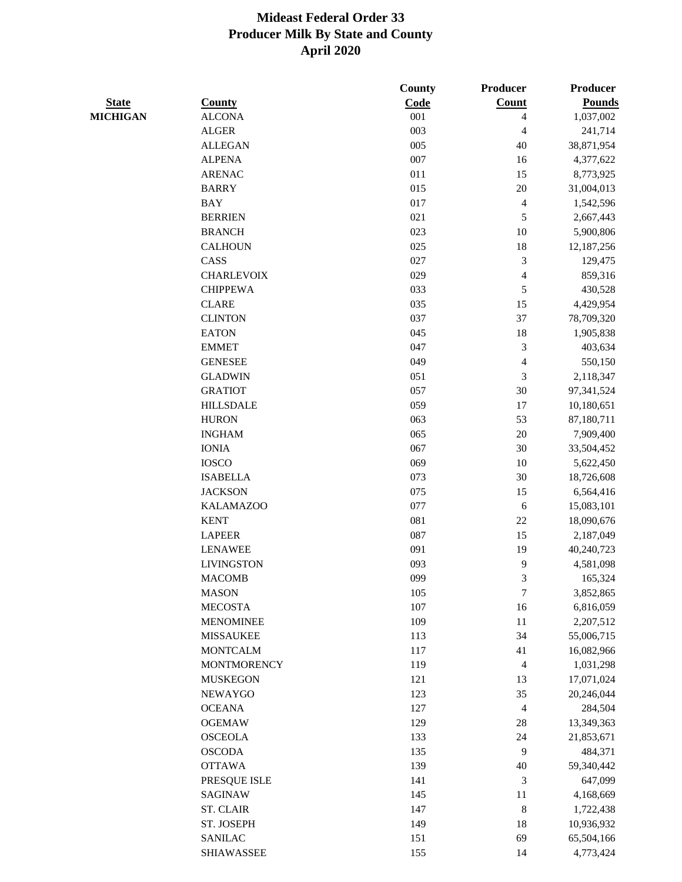# Mideast Federal Order 33
## Producer Milk By State and County
## April 2020

| State | County | County Code | Producer Count | Producer Pounds |
|---|---|---|---|---|
| MICHIGAN | ALCONA | 001 | 4 | 1,037,002 |
| | ALGER | 003 | 4 | 241,714 |
| | ALLEGAN | 005 | 40 | 38,871,954 |
| | ALPENA | 007 | 16 | 4,377,622 |
| | ARENAC | 011 | 15 | 8,773,925 |
| | BARRY | 015 | 20 | 31,004,013 |
| | BAY | 017 | 4 | 1,542,596 |
| | BERRIEN | 021 | 5 | 2,667,443 |
| | BRANCH | 023 | 10 | 5,900,806 |
| | CALHOUN | 025 | 18 | 12,187,256 |
| | CASS | 027 | 3 | 129,475 |
| | CHARLEVOIX | 029 | 4 | 859,316 |
| | CHIPPEWA | 033 | 5 | 430,528 |
| | CLARE | 035 | 15 | 4,429,954 |
| | CLINTON | 037 | 37 | 78,709,320 |
| | EATON | 045 | 18 | 1,905,838 |
| | EMMET | 047 | 3 | 403,634 |
| | GENESEE | 049 | 4 | 550,150 |
| | GLADWIN | 051 | 3 | 2,118,347 |
| | GRATIOT | 057 | 30 | 97,341,524 |
| | HILLSDALE | 059 | 17 | 10,180,651 |
| | HURON | 063 | 53 | 87,180,711 |
| | INGHAM | 065 | 20 | 7,909,400 |
| | IONIA | 067 | 30 | 33,504,452 |
| | IOSCO | 069 | 10 | 5,622,450 |
| | ISABELLA | 073 | 30 | 18,726,608 |
| | JACKSON | 075 | 15 | 6,564,416 |
| | KALAMAZOO | 077 | 6 | 15,083,101 |
| | KENT | 081 | 22 | 18,090,676 |
| | LAPEER | 087 | 15 | 2,187,049 |
| | LENAWEE | 091 | 19 | 40,240,723 |
| | LIVINGSTON | 093 | 9 | 4,581,098 |
| | MACOMB | 099 | 3 | 165,324 |
| | MASON | 105 | 7 | 3,852,865 |
| | MECOSTA | 107 | 16 | 6,816,059 |
| | MENOMINEE | 109 | 11 | 2,207,512 |
| | MISSAUKEE | 113 | 34 | 55,006,715 |
| | MONTCALM | 117 | 41 | 16,082,966 |
| | MONTMORENCY | 119 | 4 | 1,031,298 |
| | MUSKEGON | 121 | 13 | 17,071,024 |
| | NEWAYGO | 123 | 35 | 20,246,044 |
| | OCEANA | 127 | 4 | 284,504 |
| | OGEMAW | 129 | 28 | 13,349,363 |
| | OSCEOLA | 133 | 24 | 21,853,671 |
| | OSCODA | 135 | 9 | 484,371 |
| | OTTAWA | 139 | 40 | 59,340,442 |
| | PRESQUE ISLE | 141 | 3 | 647,099 |
| | SAGINAW | 145 | 11 | 4,168,669 |
| | ST. CLAIR | 147 | 8 | 1,722,438 |
| | ST. JOSEPH | 149 | 18 | 10,936,932 |
| | SANILAC | 151 | 69 | 65,504,166 |
| | SHIAWASSEE | 155 | 14 | 4,773,424 |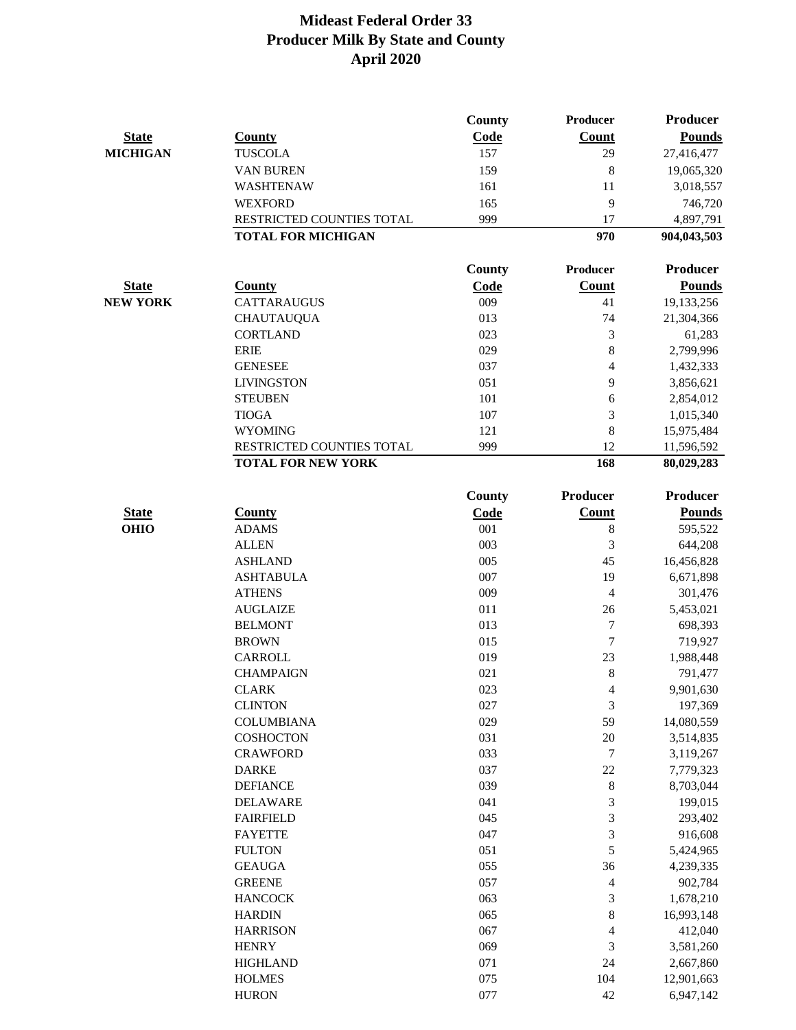# Mideast Federal Order 33
## Producer Milk By State and County
## April 2020

| State | County | County Code | Producer Count | Producer Pounds |
|---|---|---|---|---|
| **MICHIGAN** | TUSCOLA | 157 | 29 | 27,416,477 |
| | VAN BUREN | 159 | 8 | 19,065,320 |
| | WASHTENAW | 161 | 11 | 3,018,557 |
| | WEXFORD | 165 | 9 | 746,720 |
| | RESTRICTED COUNTIES TOTAL | 999 | 17 | 4,897,791 |
| | **TOTAL FOR MICHIGAN** | | **970** | **904,043,503** |

| State | County | County Code | Producer Count | Producer Pounds |
|---|---|---|---|---|
| **NEW YORK** | CATTARAUGUS | 009 | 41 | 19,133,256 |
| | CHAUTAUQUA | 013 | 74 | 21,304,366 |
| | CORTLAND | 023 | 3 | 61,283 |
| | ERIE | 029 | 8 | 2,799,996 |
| | GENESEE | 037 | 4 | 1,432,333 |
| | LIVINGSTON | 051 | 9 | 3,856,621 |
| | STEUBEN | 101 | 6 | 2,854,012 |
| | TIOGA | 107 | 3 | 1,015,340 |
| | WYOMING | 121 | 8 | 15,975,484 |
| | RESTRICTED COUNTIES TOTAL | 999 | 12 | 11,596,592 |
| | **TOTAL FOR NEW YORK** | | **168** | **80,029,283** |

| State | County | County Code | Producer Count | Producer Pounds |
|---|---|---|---|---|
| **OHIO** | ADAMS | 001 | 8 | 595,522 |
| | ALLEN | 003 | 3 | 644,208 |
| | ASHLAND | 005 | 45 | 16,456,828 |
| | ASHTABULA | 007 | 19 | 6,671,898 |
| | ATHENS | 009 | 4 | 301,476 |
| | AUGLAIZE | 011 | 26 | 5,453,021 |
| | BELMONT | 013 | 7 | 698,393 |
| | BROWN | 015 | 7 | 719,927 |
| | CARROLL | 019 | 23 | 1,988,448 |
| | CHAMPAIGN | 021 | 8 | 791,477 |
| | CLARK | 023 | 4 | 9,901,630 |
| | CLINTON | 027 | 3 | 197,369 |
| | COLUMBIANA | 029 | 59 | 14,080,559 |
| | COSHOCTON | 031 | 20 | 3,514,835 |
| | CRAWFORD | 033 | 7 | 3,119,267 |
| | DARKE | 037 | 22 | 7,779,323 |
| | DEFIANCE | 039 | 8 | 8,703,044 |
| | DELAWARE | 041 | 3 | 199,015 |
| | FAIRFIELD | 045 | 3 | 293,402 |
| | FAYETTE | 047 | 3 | 916,608 |
| | FULTON | 051 | 5 | 5,424,965 |
| | GEAUGA | 055 | 36 | 4,239,335 |
| | GREENE | 057 | 4 | 902,784 |
| | HANCOCK | 063 | 3 | 1,678,210 |
| | HARDIN | 065 | 8 | 16,993,148 |
| | HARRISON | 067 | 4 | 412,040 |
| | HENRY | 069 | 3 | 3,581,260 |
| | HIGHLAND | 071 | 24 | 2,667,860 |
| | HOLMES | 075 | 104 | 12,901,663 |
| | HURON | 077 | 42 | 6,947,142 |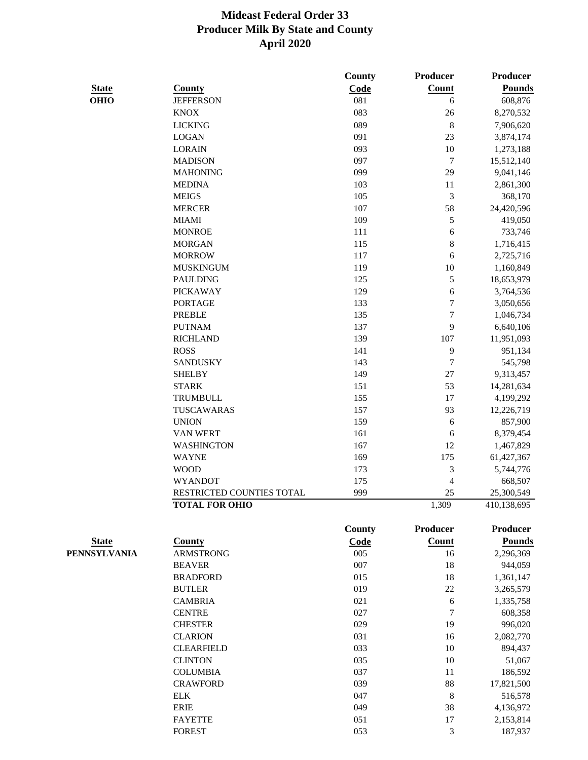# Mideast Federal Order 33
## Producer Milk By State and County
### April 2020

| State | County | County Code | Producer Count | Producer Pounds |
|---|---|---|---|---|
| OHIO | JEFFERSON | 081 | 6 | 608,876 |
| | KNOX | 083 | 26 | 8,270,532 |
| | LICKING | 089 | 8 | 7,906,620 |
| | LOGAN | 091 | 23 | 3,874,174 |
| | LORAIN | 093 | 10 | 1,273,188 |
| | MADISON | 097 | 7 | 15,512,140 |
| | MAHONING | 099 | 29 | 9,041,146 |
| | MEDINA | 103 | 11 | 2,861,300 |
| | MEIGS | 105 | 3 | 368,170 |
| | MERCER | 107 | 58 | 24,420,596 |
| | MIAMI | 109 | 5 | 419,050 |
| | MONROE | 111 | 6 | 733,746 |
| | MORGAN | 115 | 8 | 1,716,415 |
| | MORROW | 117 | 6 | 2,725,716 |
| | MUSKINGUM | 119 | 10 | 1,160,849 |
| | PAULDING | 125 | 5 | 18,653,979 |
| | PICKAWAY | 129 | 6 | 3,764,536 |
| | PORTAGE | 133 | 7 | 3,050,656 |
| | PREBLE | 135 | 7 | 1,046,734 |
| | PUTNAM | 137 | 9 | 6,640,106 |
| | RICHLAND | 139 | 107 | 11,951,093 |
| | ROSS | 141 | 9 | 951,134 |
| | SANDUSKY | 143 | 7 | 545,798 |
| | SHELBY | 149 | 27 | 9,313,457 |
| | STARK | 151 | 53 | 14,281,634 |
| | TRUMBULL | 155 | 17 | 4,199,292 |
| | TUSCAWARAS | 157 | 93 | 12,226,719 |
| | UNION | 159 | 6 | 857,900 |
| | VAN WERT | 161 | 6 | 8,379,454 |
| | WASHINGTON | 167 | 12 | 1,467,829 |
| | WAYNE | 169 | 175 | 61,427,367 |
| | WOOD | 173 | 3 | 5,744,776 |
| | WYANDOT | 175 | 4 | 668,507 |
| | RESTRICTED COUNTIES TOTAL | 999 | 25 | 25,300,549 |
| | **TOTAL FOR OHIO** | | 1,309 | 410,138,695 |

| State | County | County Code | Producer Count | Producer Pounds |
|---|---|---|---|---|
| PENNSYLVANIA | ARMSTRONG | 005 | 16 | 2,296,369 |
| | BEAVER | 007 | 18 | 944,059 |
| | BRADFORD | 015 | 18 | 1,361,147 |
| | BUTLER | 019 | 22 | 3,265,579 |
| | CAMBRIA | 021 | 6 | 1,335,758 |
| | CENTRE | 027 | 7 | 608,358 |
| | CHESTER | 029 | 19 | 996,020 |
| | CLARION | 031 | 16 | 2,082,770 |
| | CLEARFIELD | 033 | 10 | 894,437 |
| | CLINTON | 035 | 10 | 51,067 |
| | COLUMBIA | 037 | 11 | 186,592 |
| | CRAWFORD | 039 | 88 | 17,821,500 |
| | ELK | 047 | 8 | 516,578 |
| | ERIE | 049 | 38 | 4,136,972 |
| | FAYETTE | 051 | 17 | 2,153,814 |
| | FOREST | 053 | 3 | 187,937 |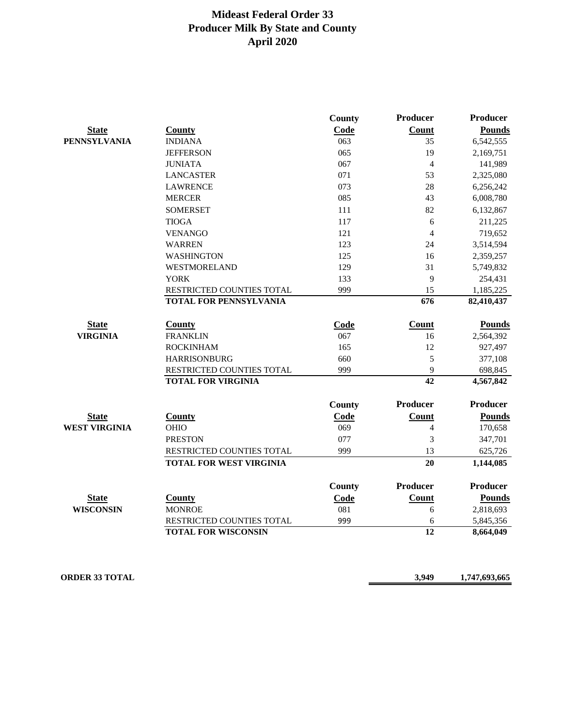# Mideast Federal Order 33
## Producer Milk By State and County
## April 2020

| State | County | County Code | Producer Count | Producer Pounds |
|---|---|---|---|---|
| PENNSYLVANIA | INDIANA | 063 | 35 | 6,542,555 |
| | JEFFERSON | 065 | 19 | 2,169,751 |
| | JUNIATA | 067 | 4 | 141,989 |
| | LANCASTER | 071 | 53 | 2,325,080 |
| | LAWRENCE | 073 | 28 | 6,256,242 |
| | MERCER | 085 | 43 | 6,008,780 |
| | SOMERSET | 111 | 82 | 6,132,867 |
| | TIOGA | 117 | 6 | 211,225 |
| | VENANGO | 121 | 4 | 719,652 |
| | WARREN | 123 | 24 | 3,514,594 |
| | WASHINGTON | 125 | 16 | 2,359,257 |
| | WESTMORELAND | 129 | 31 | 5,749,832 |
| | YORK | 133 | 9 | 254,431 |
| | RESTRICTED COUNTIES TOTAL | 999 | 15 | 1,185,225 |
| | **TOTAL FOR PENNSYLVANIA** | | **676** | **82,410,437** |

| State | County | Code | Count | Pounds |
|---|---|---|---|---|
| VIRGINIA | FRANKLIN | 067 | 16 | 2,564,392 |
| | ROCKINHAM | 165 | 12 | 927,497 |
| | HARRISONBURG | 660 | 5 | 377,108 |
| | RESTRICTED COUNTIES TOTAL | 999 | 9 | 698,845 |
| | **TOTAL FOR VIRGINIA** | | **42** | **4,567,842** |

| State | County | County Code | Producer Count | Producer Pounds |
|---|---|---|---|---|
| WEST VIRGINIA | OHIO | 069 | 4 | 170,658 |
| | PRESTON | 077 | 3 | 347,701 |
| | RESTRICTED COUNTIES TOTAL | 999 | 13 | 625,726 |
| | **TOTAL FOR WEST VIRGINIA** | | **20** | **1,144,085** |

| State | County | County Code | Producer Count | Producer Pounds |
|---|---|---|---|---|
| WISCONSIN | MONROE | 081 | 6 | 2,818,693 |
| | RESTRICTED COUNTIES TOTAL | 999 | 6 | 5,845,356 |
| | **TOTAL FOR WISCONSIN** | | **12** | **8,664,049** |

| | | | | |
|---|---|---|---|---|
| **ORDER 33 TOTAL** | | | **3,949** | **1,747,693,665** |